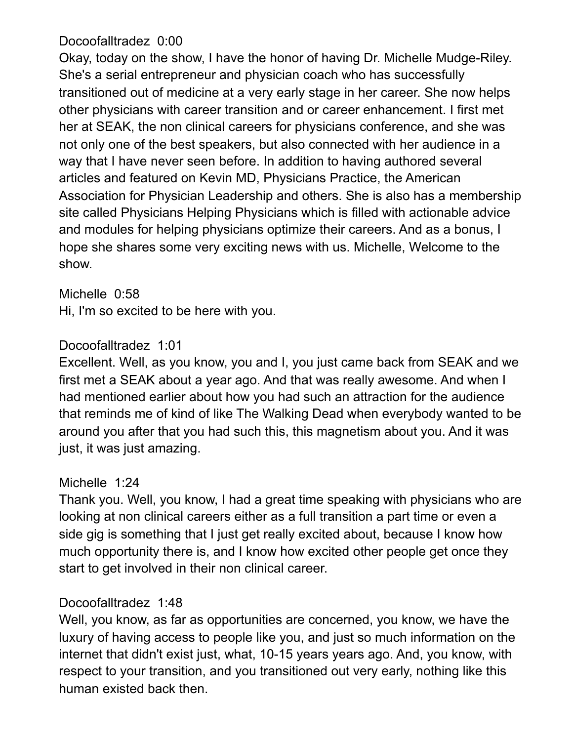Docoofalltradez 0:00
Okay, today on the show, I have the honor of having Dr. Michelle Mudge-Riley. She's a serial entrepreneur and physician coach who has successfully transitioned out of medicine at a very early stage in her career. She now helps other physicians with career transition and or career enhancement. I first met her at SEAK, the non clinical careers for physicians conference, and she was not only one of the best speakers, but also connected with her audience in a way that I have never seen before. In addition to having authored several articles and featured on Kevin MD, Physicians Practice, the American Association for Physician Leadership and others. She is also has a membership site called Physicians Helping Physicians which is filled with actionable advice and modules for helping physicians optimize their careers. And as a bonus, I hope she shares some very exciting news with us. Michelle, Welcome to the show.

Michelle 0:58
Hi, I'm so excited to be here with you.

Docoofalltradez 1:01
Excellent. Well, as you know, you and I, you just came back from SEAK and we first met a SEAK about a year ago. And that was really awesome. And when I had mentioned earlier about how you had such an attraction for the audience that reminds me of kind of like The Walking Dead when everybody wanted to be around you after that you had such this, this magnetism about you. And it was just, it was just amazing.

Michelle 1:24
Thank you. Well, you know, I had a great time speaking with physicians who are looking at non clinical careers either as a full transition a part time or even a side gig is something that I just get really excited about, because I know how much opportunity there is, and I know how excited other people get once they start to get involved in their non clinical career.

Docoofalltradez 1:48
Well, you know, as far as opportunities are concerned, you know, we have the luxury of having access to people like you, and just so much information on the internet that didn't exist just, what, 10-15 years years ago. And, you know, with respect to your transition, and you transitioned out very early, nothing like this human existed back then.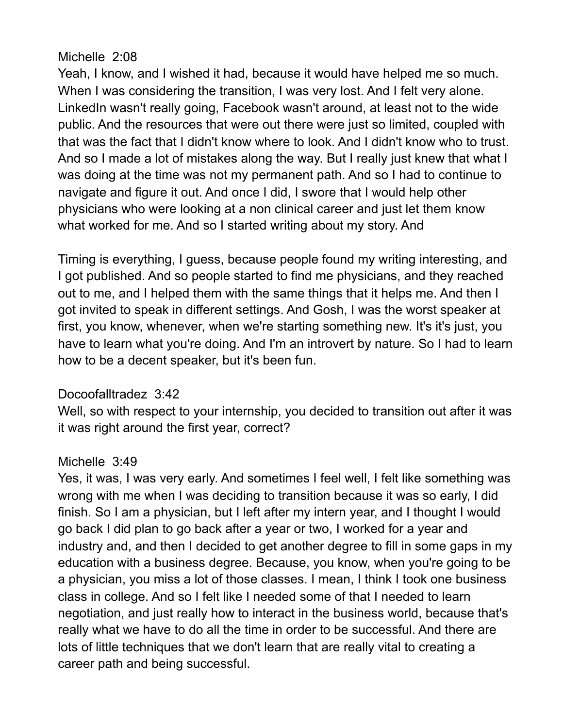Michelle 2:08
Yeah, I know, and I wished it had, because it would have helped me so much. When I was considering the transition, I was very lost. And I felt very alone. LinkedIn wasn't really going, Facebook wasn't around, at least not to the wide public. And the resources that were out there were just so limited, coupled with that was the fact that I didn't know where to look. And I didn't know who to trust. And so I made a lot of mistakes along the way. But I really just knew that what I was doing at the time was not my permanent path. And so I had to continue to navigate and figure it out. And once I did, I swore that I would help other physicians who were looking at a non clinical career and just let them know what worked for me. And so I started writing about my story. And

Timing is everything, I guess, because people found my writing interesting, and I got published. And so people started to find me physicians, and they reached out to me, and I helped them with the same things that it helps me. And then I got invited to speak in different settings. And Gosh, I was the worst speaker at first, you know, whenever, when we're starting something new. It's it's just, you have to learn what you're doing. And I'm an introvert by nature. So I had to learn how to be a decent speaker, but it's been fun.

Docoofalltradez 3:42
Well, so with respect to your internship, you decided to transition out after it was it was right around the first year, correct?

Michelle 3:49
Yes, it was, I was very early. And sometimes I feel well, I felt like something was wrong with me when I was deciding to transition because it was so early, I did finish. So I am a physician, but I left after my intern year, and I thought I would go back I did plan to go back after a year or two, I worked for a year and industry and, and then I decided to get another degree to fill in some gaps in my education with a business degree. Because, you know, when you're going to be a physician, you miss a lot of those classes. I mean, I think I took one business class in college. And so I felt like I needed some of that I needed to learn negotiation, and just really how to interact in the business world, because that's really what we have to do all the time in order to be successful. And there are lots of little techniques that we don't learn that are really vital to creating a career path and being successful.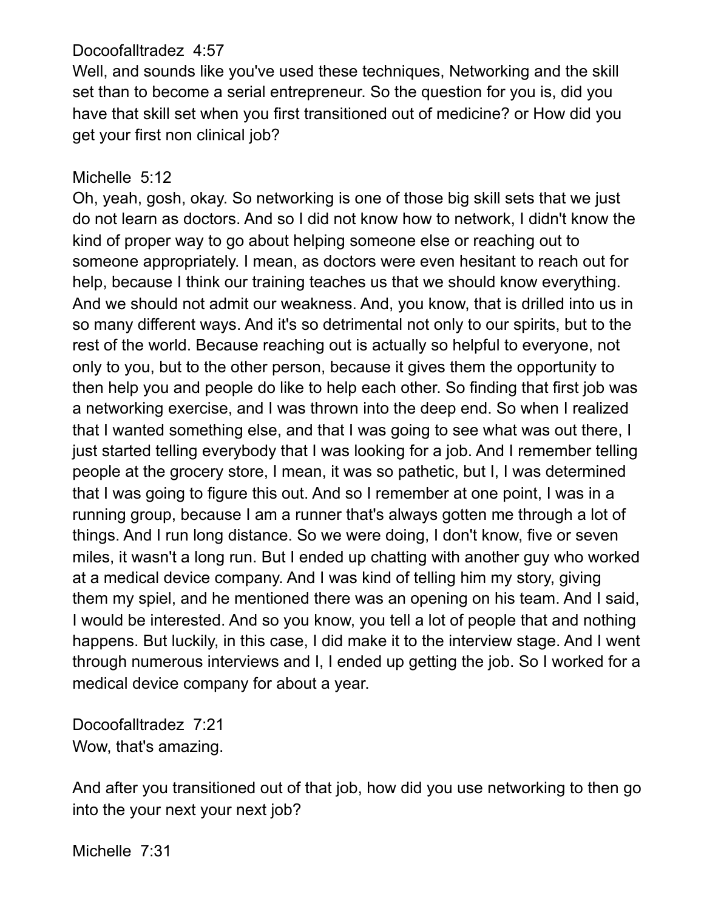Docoofalltradez 4:57
Well, and sounds like you've used these techniques, Networking and the skill set than to become a serial entrepreneur. So the question for you is, did you have that skill set when you first transitioned out of medicine? or How did you get your first non clinical job?

Michelle 5:12
Oh, yeah, gosh, okay. So networking is one of those big skill sets that we just do not learn as doctors. And so I did not know how to network, I didn't know the kind of proper way to go about helping someone else or reaching out to someone appropriately. I mean, as doctors were even hesitant to reach out for help, because I think our training teaches us that we should know everything. And we should not admit our weakness. And, you know, that is drilled into us in so many different ways. And it's so detrimental not only to our spirits, but to the rest of the world. Because reaching out is actually so helpful to everyone, not only to you, but to the other person, because it gives them the opportunity to then help you and people do like to help each other. So finding that first job was a networking exercise, and I was thrown into the deep end. So when I realized that I wanted something else, and that I was going to see what was out there, I just started telling everybody that I was looking for a job. And I remember telling people at the grocery store, I mean, it was so pathetic, but I, I was determined that I was going to figure this out. And so I remember at one point, I was in a running group, because I am a runner that's always gotten me through a lot of things. And I run long distance. So we were doing, I don't know, five or seven miles, it wasn't a long run. But I ended up chatting with another guy who worked at a medical device company. And I was kind of telling him my story, giving them my spiel, and he mentioned there was an opening on his team. And I said, I would be interested. And so you know, you tell a lot of people that and nothing happens. But luckily, in this case, I did make it to the interview stage. And I went through numerous interviews and I, I ended up getting the job. So I worked for a medical device company for about a year.

Docoofalltradez 7:21
Wow, that's amazing.

And after you transitioned out of that job, how did you use networking to then go into the your next your next job?

Michelle 7:31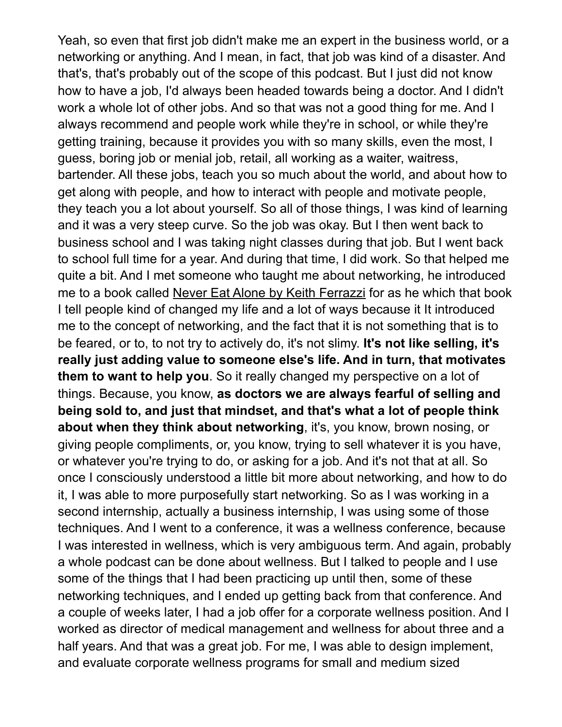Yeah, so even that first job didn't make me an expert in the business world, or a networking or anything. And I mean, in fact, that job was kind of a disaster. And that's, that's probably out of the scope of this podcast. But I just did not know how to have a job, I'd always been headed towards being a doctor. And I didn't work a whole lot of other jobs. And so that was not a good thing for me. And I always recommend and people work while they're in school, or while they're getting training, because it provides you with so many skills, even the most, I guess, boring job or menial job, retail, all working as a waiter, waitress, bartender. All these jobs, teach you so much about the world, and about how to get along with people, and how to interact with people and motivate people, they teach you a lot about yourself. So all of those things, I was kind of learning and it was a very steep curve. So the job was okay. But I then went back to business school and I was taking night classes during that job. But I went back to school full time for a year. And during that time, I did work. So that helped me quite a bit. And I met someone who taught me about networking, he introduced me to a book called Never Eat Alone by Keith Ferrazzi for as he which that book I tell people kind of changed my life and a lot of ways because it It introduced me to the concept of networking, and the fact that it is not something that is to be feared, or to, to not try to actively do, it's not slimy. **It's not like selling, it's really just adding value to someone else's life. And in turn, that motivates them to want to help you**. So it really changed my perspective on a lot of things. Because, you know, **as doctors we are always fearful of selling and being sold to, and just that mindset, and that's what a lot of people think about when they think about networking**, it's, you know, brown nosing, or giving people compliments, or, you know, trying to sell whatever it is you have, or whatever you're trying to do, or asking for a job. And it's not that at all. So once I consciously understood a little bit more about networking, and how to do it, I was able to more purposefully start networking. So as I was working in a second internship, actually a business internship, I was using some of those techniques. And I went to a conference, it was a wellness conference, because I was interested in wellness, which is very ambiguous term. And again, probably a whole podcast can be done about wellness. But I talked to people and I use some of the things that I had been practicing up until then, some of these networking techniques, and I ended up getting back from that conference. And a couple of weeks later, I had a job offer for a corporate wellness position. And I worked as director of medical management and wellness for about three and a half years. And that was a great job. For me, I was able to design implement, and evaluate corporate wellness programs for small and medium sized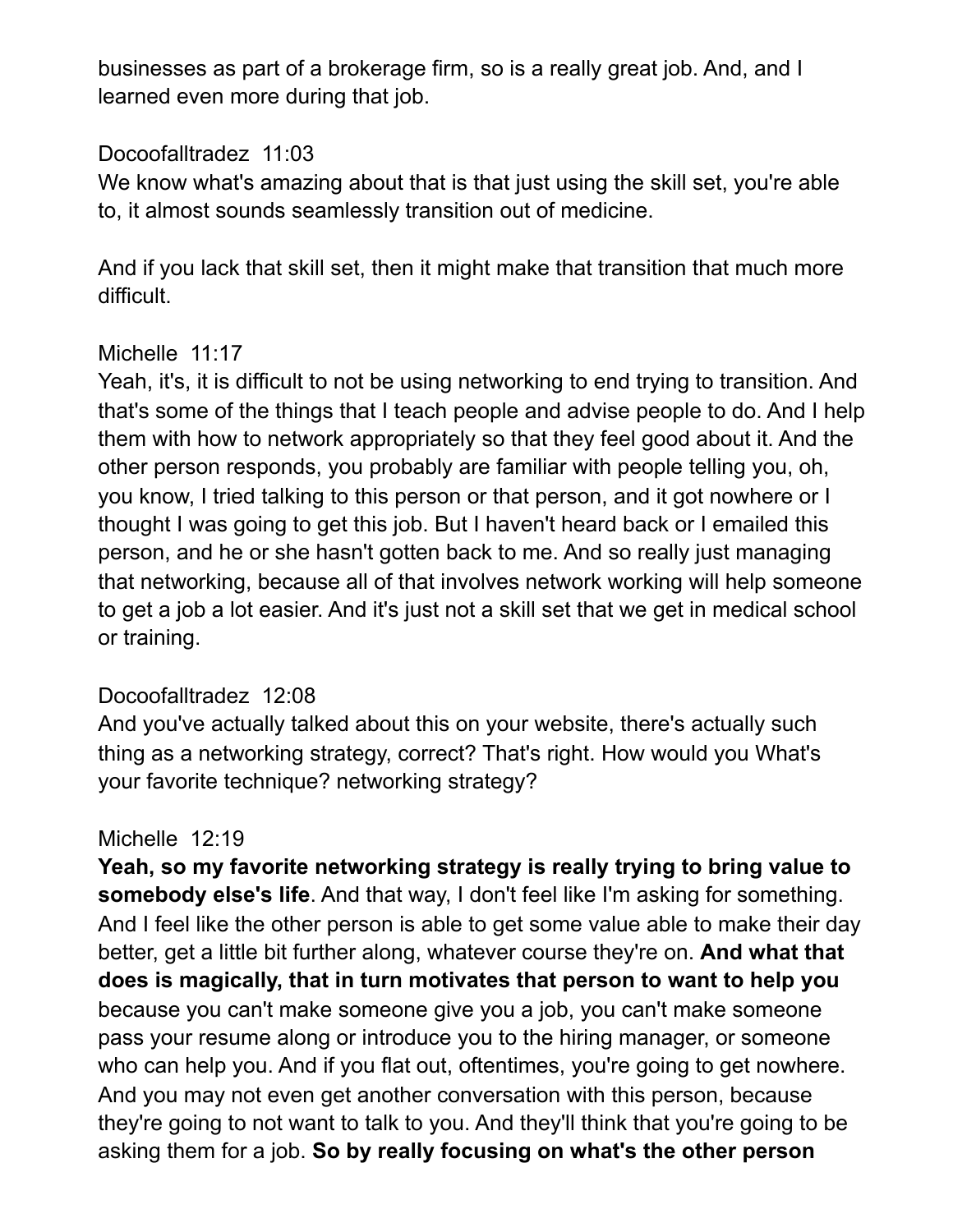businesses as part of a brokerage firm, so is a really great job. And, and I learned even more during that job.

Docoofalltradez 11:03
We know what's amazing about that is that just using the skill set, you're able to, it almost sounds seamlessly transition out of medicine.

And if you lack that skill set, then it might make that transition that much more difficult.

Michelle 11:17
Yeah, it's, it is difficult to not be using networking to end trying to transition. And that's some of the things that I teach people and advise people to do. And I help them with how to network appropriately so that they feel good about it. And the other person responds, you probably are familiar with people telling you, oh, you know, I tried talking to this person or that person, and it got nowhere or I thought I was going to get this job. But I haven't heard back or I emailed this person, and he or she hasn't gotten back to me. And so really just managing that networking, because all of that involves network working will help someone to get a job a lot easier. And it's just not a skill set that we get in medical school or training.

Docoofalltradez 12:08
And you've actually talked about this on your website, there's actually such thing as a networking strategy, correct? That's right. How would you What's your favorite technique? networking strategy?

Michelle 12:19
**Yeah, so my favorite networking strategy is really trying to bring value to somebody else's life**. And that way, I don't feel like I'm asking for something. And I feel like the other person is able to get some value able to make their day better, get a little bit further along, whatever course they're on. **And what that does is magically, that in turn motivates that person to want to help you** because you can't make someone give you a job, you can't make someone pass your resume along or introduce you to the hiring manager, or someone who can help you. And if you flat out, oftentimes, you're going to get nowhere. And you may not even get another conversation with this person, because they're going to not want to talk to you. And they'll think that you're going to be asking them for a job. **So by really focusing on what's the other person**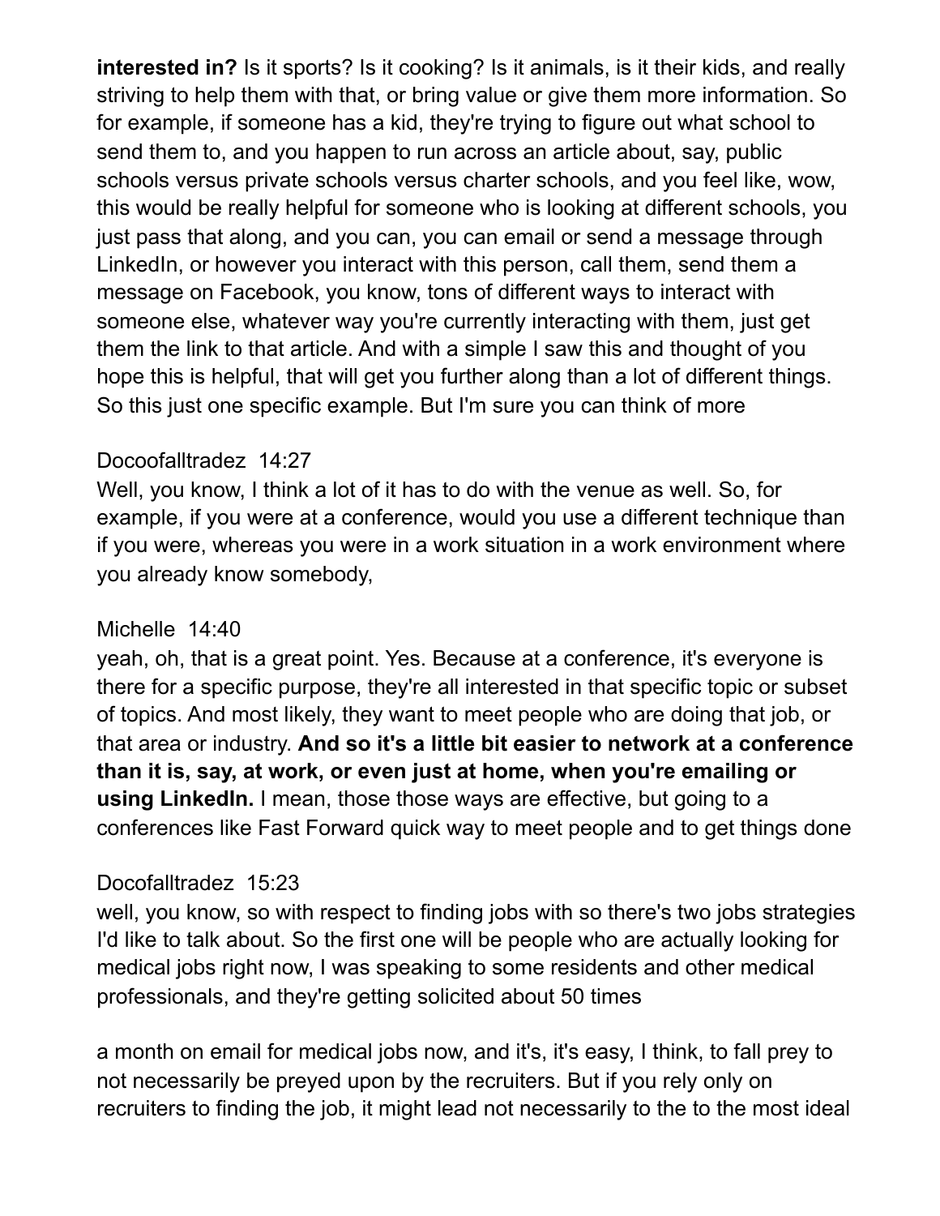**interested in?** Is it sports? Is it cooking? Is it animals, is it their kids, and really striving to help them with that, or bring value or give them more information. So for example, if someone has a kid, they're trying to figure out what school to send them to, and you happen to run across an article about, say, public schools versus private schools versus charter schools, and you feel like, wow, this would be really helpful for someone who is looking at different schools, you just pass that along, and you can, you can email or send a message through LinkedIn, or however you interact with this person, call them, send them a message on Facebook, you know, tons of different ways to interact with someone else, whatever way you're currently interacting with them, just get them the link to that article. And with a simple I saw this and thought of you hope this is helpful, that will get you further along than a lot of different things. So this just one specific example. But I'm sure you can think of more

Docoofalltradez 14:27
Well, you know, I think a lot of it has to do with the venue as well. So, for example, if you were at a conference, would you use a different technique than if you were, whereas you were in a work situation in a work environment where you already know somebody,

Michelle 14:40
yeah, oh, that is a great point. Yes. Because at a conference, it's everyone is there for a specific purpose, they're all interested in that specific topic or subset of topics. And most likely, they want to meet people who are doing that job, or that area or industry. **And so it's a little bit easier to network at a conference than it is, say, at work, or even just at home, when you're emailing or using LinkedIn.** I mean, those those ways are effective, but going to a conferences like Fast Forward quick way to meet people and to get things done

Docofalltradez 15:23
well, you know, so with respect to finding jobs with so there's two jobs strategies I'd like to talk about. So the first one will be people who are actually looking for medical jobs right now, I was speaking to some residents and other medical professionals, and they're getting solicited about 50 times

a month on email for medical jobs now, and it's, it's easy, I think, to fall prey to not necessarily be preyed upon by the recruiters. But if you rely only on recruiters to finding the job, it might lead not necessarily to the to the most ideal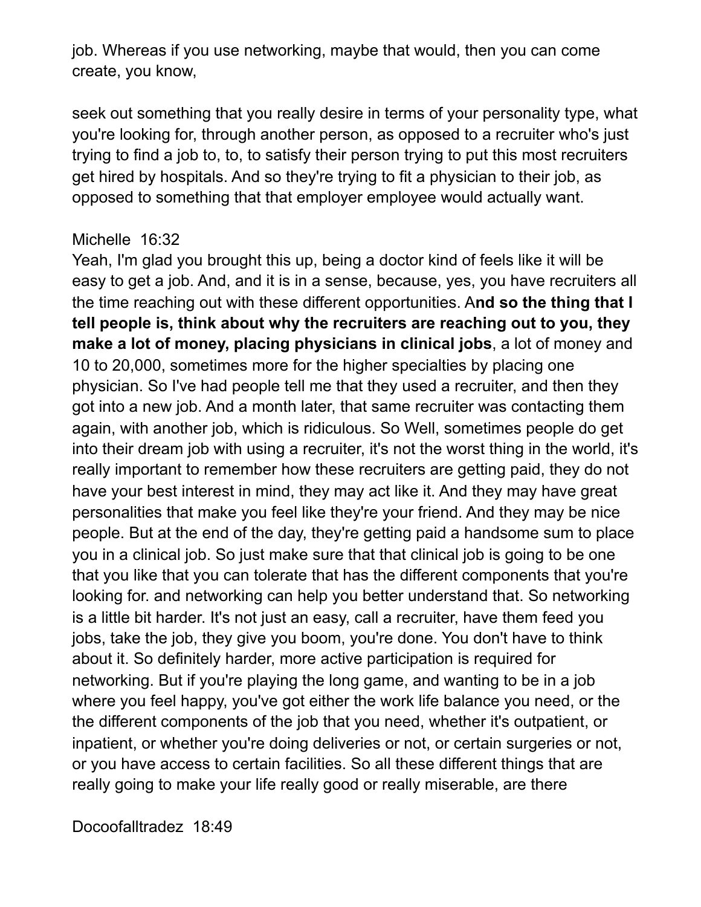job. Whereas if you use networking, maybe that would, then you can come create, you know,

seek out something that you really desire in terms of your personality type, what you're looking for, through another person, as opposed to a recruiter who's just trying to find a job to, to, to satisfy their person trying to put this most recruiters get hired by hospitals. And so they're trying to fit a physician to their job, as opposed to something that that employer employee would actually want.

Michelle 16:32
Yeah, I'm glad you brought this up, being a doctor kind of feels like it will be easy to get a job. And, and it is in a sense, because, yes, you have recruiters all the time reaching out with these different opportunities. A**nd so the thing that I tell people is, think about why the recruiters are reaching out to you, they make a lot of money, placing physicians in clinical jobs**, a lot of money and 10 to 20,000, sometimes more for the higher specialties by placing one physician. So I've had people tell me that they used a recruiter, and then they got into a new job. And a month later, that same recruiter was contacting them again, with another job, which is ridiculous. So Well, sometimes people do get into their dream job with using a recruiter, it's not the worst thing in the world, it's really important to remember how these recruiters are getting paid, they do not have your best interest in mind, they may act like it. And they may have great personalities that make you feel like they're your friend. And they may be nice people. But at the end of the day, they're getting paid a handsome sum to place you in a clinical job. So just make sure that that clinical job is going to be one that you like that you can tolerate that has the different components that you're looking for. and networking can help you better understand that. So networking is a little bit harder. It's not just an easy, call a recruiter, have them feed you jobs, take the job, they give you boom, you're done. You don't have to think about it. So definitely harder, more active participation is required for networking. But if you're playing the long game, and wanting to be in a job where you feel happy, you've got either the work life balance you need, or the the different components of the job that you need, whether it's outpatient, or inpatient, or whether you're doing deliveries or not, or certain surgeries or not, or you have access to certain facilities. So all these different things that are really going to make your life really good or really miserable, are there

Docoofalltradez 18:49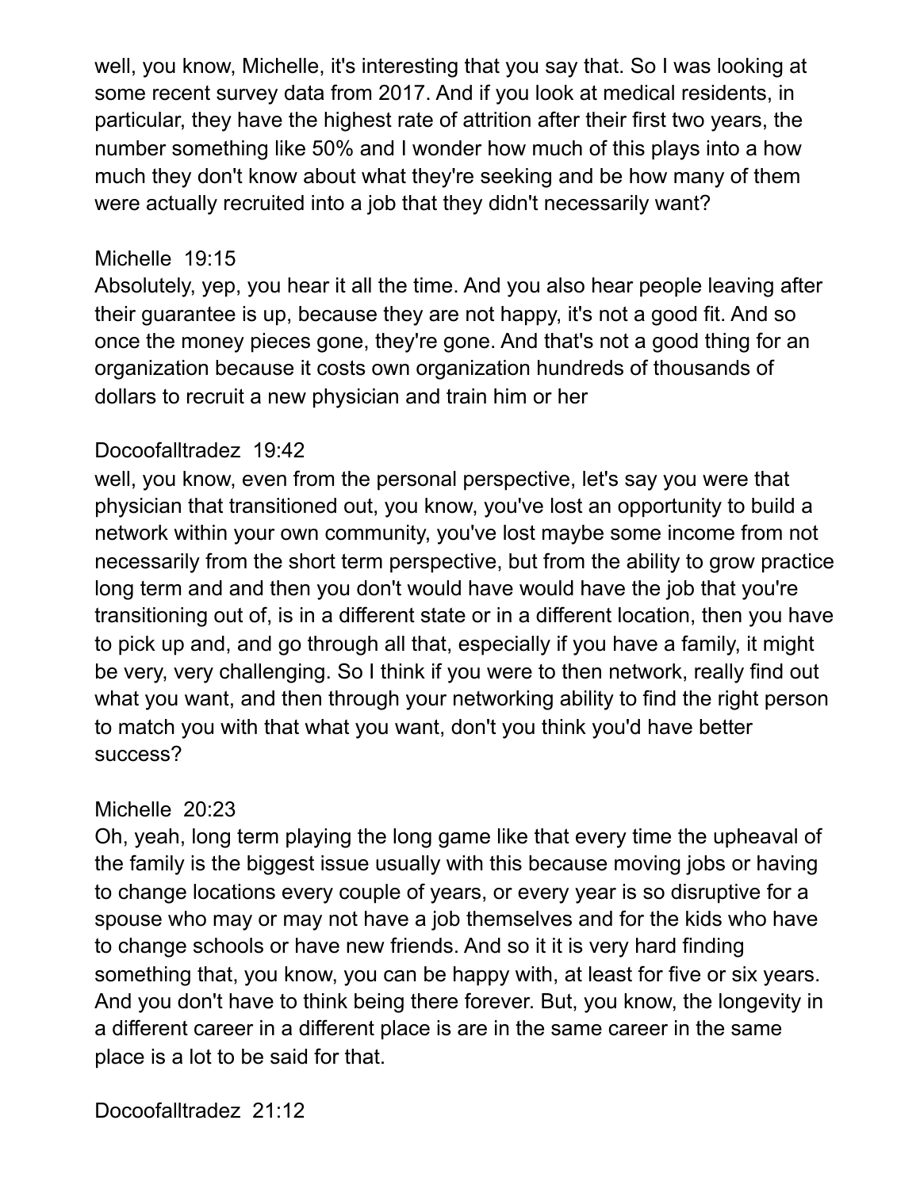well, you know, Michelle, it's interesting that you say that. So I was looking at some recent survey data from 2017. And if you look at medical residents, in particular, they have the highest rate of attrition after their first two years, the number something like 50% and I wonder how much of this plays into a how much they don't know about what they're seeking and be how many of them were actually recruited into a job that they didn't necessarily want?

Michelle 19:15
Absolutely, yep, you hear it all the time. And you also hear people leaving after their guarantee is up, because they are not happy, it's not a good fit. And so once the money pieces gone, they're gone. And that's not a good thing for an organization because it costs own organization hundreds of thousands of dollars to recruit a new physician and train him or her

Docoofalltradez 19:42
well, you know, even from the personal perspective, let's say you were that physician that transitioned out, you know, you've lost an opportunity to build a network within your own community, you've lost maybe some income from not necessarily from the short term perspective, but from the ability to grow practice long term and and then you don't would have would have the job that you're transitioning out of, is in a different state or in a different location, then you have to pick up and, and go through all that, especially if you have a family, it might be very, very challenging. So I think if you were to then network, really find out what you want, and then through your networking ability to find the right person to match you with that what you want, don't you think you'd have better success?

Michelle 20:23
Oh, yeah, long term playing the long game like that every time the upheaval of the family is the biggest issue usually with this because moving jobs or having to change locations every couple of years, or every year is so disruptive for a spouse who may or may not have a job themselves and for the kids who have to change schools or have new friends. And so it it is very hard finding something that, you know, you can be happy with, at least for five or six years. And you don't have to think being there forever. But, you know, the longevity in a different career in a different place is are in the same career in the same place is a lot to be said for that.

Docoofalltradez 21:12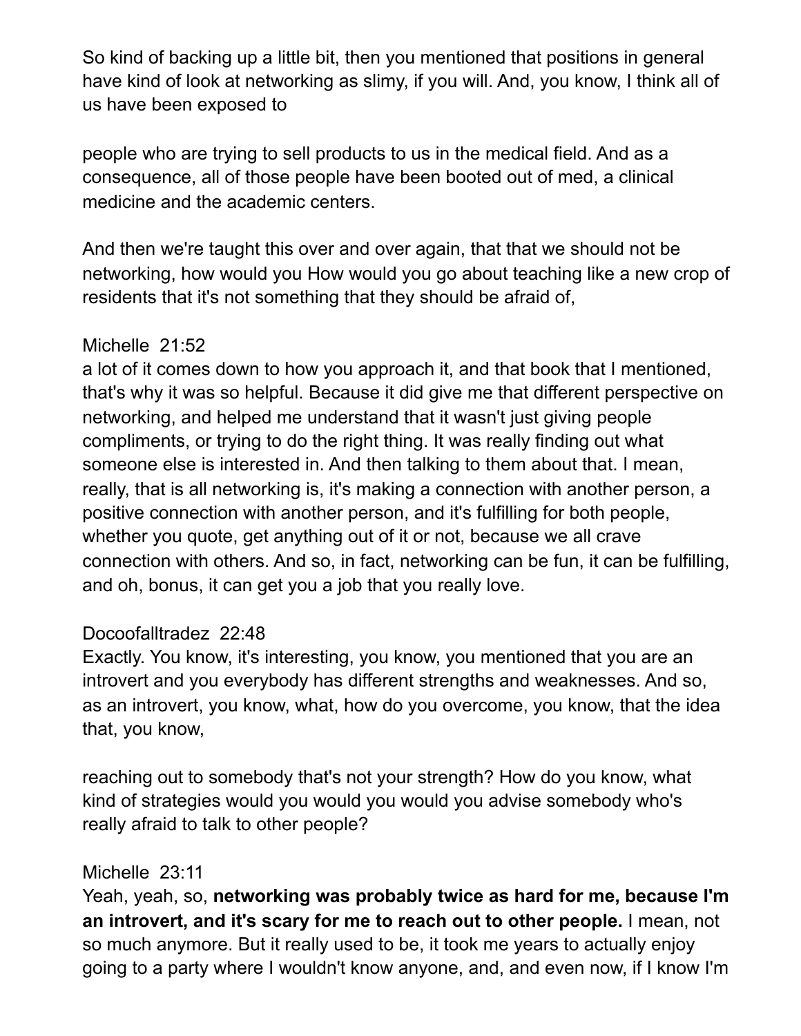So kind of backing up a little bit, then you mentioned that positions in general have kind of look at networking as slimy, if you will. And, you know, I think all of us have been exposed to

people who are trying to sell products to us in the medical field. And as a consequence, all of those people have been booted out of med, a clinical medicine and the academic centers.

And then we're taught this over and over again, that that we should not be networking, how would you How would you go about teaching like a new crop of residents that it's not something that they should be afraid of,

Michelle 21:52
a lot of it comes down to how you approach it, and that book that I mentioned, that's why it was so helpful. Because it did give me that different perspective on networking, and helped me understand that it wasn't just giving people compliments, or trying to do the right thing. It was really finding out what someone else is interested in. And then talking to them about that. I mean, really, that is all networking is, it's making a connection with another person, a positive connection with another person, and it's fulfilling for both people, whether you quote, get anything out of it or not, because we all crave connection with others. And so, in fact, networking can be fun, it can be fulfilling, and oh, bonus, it can get you a job that you really love.

Docoofalltradez 22:48
Exactly. You know, it's interesting, you know, you mentioned that you are an introvert and you everybody has different strengths and weaknesses. And so, as an introvert, you know, what, how do you overcome, you know, that the idea that, you know,

reaching out to somebody that's not your strength? How do you know, what kind of strategies would you would you would you advise somebody who's really afraid to talk to other people?

Michelle 23:11
Yeah, yeah, so, **networking was probably twice as hard for me, because I'm an introvert, and it's scary for me to reach out to other people.** I mean, not so much anymore. But it really used to be, it took me years to actually enjoy going to a party where I wouldn't know anyone, and, and even now, if I know I'm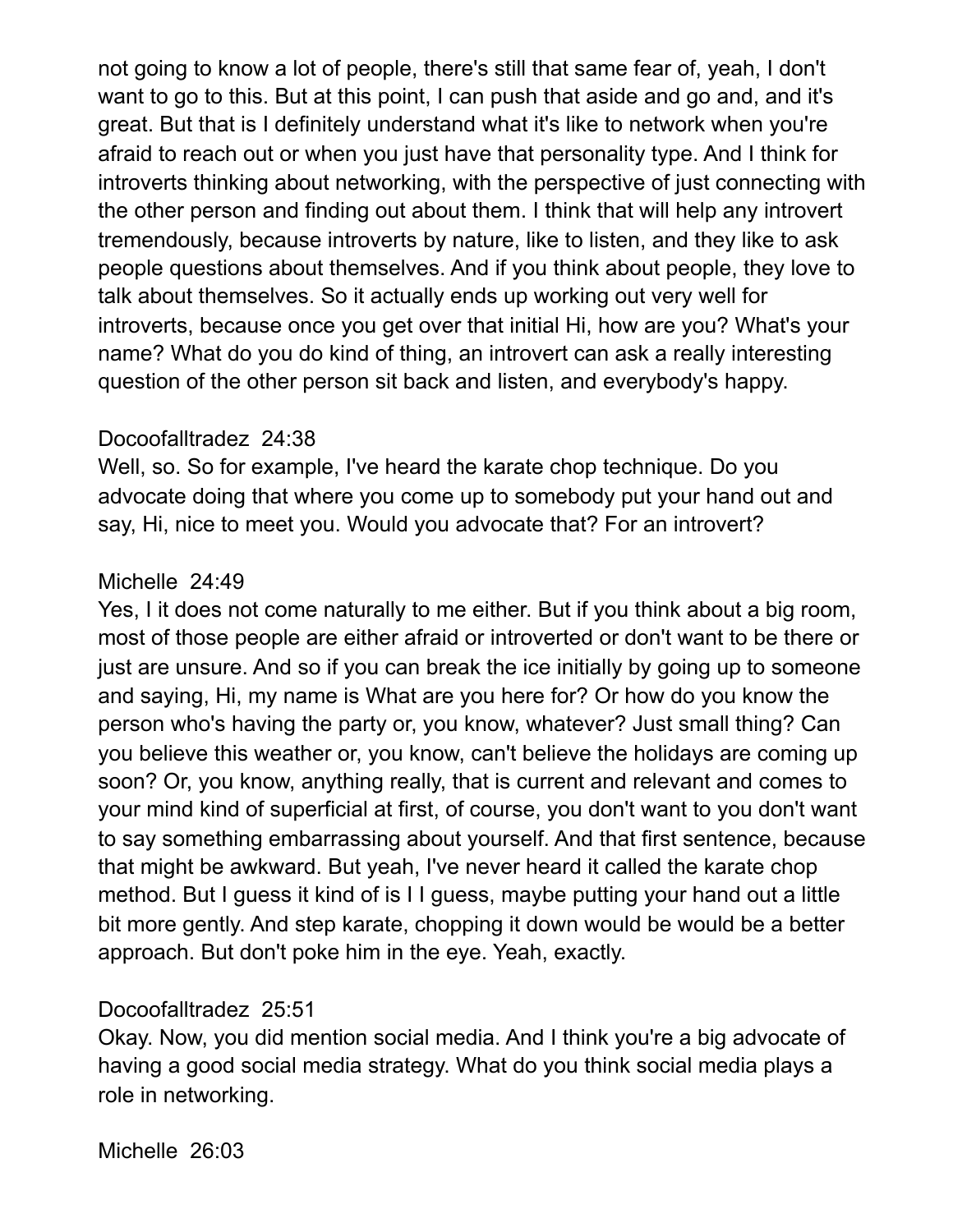not going to know a lot of people, there's still that same fear of, yeah, I don't want to go to this. But at this point, I can push that aside and go and, and it's great. But that is I definitely understand what it's like to network when you're afraid to reach out or when you just have that personality type. And I think for introverts thinking about networking, with the perspective of just connecting with the other person and finding out about them. I think that will help any introvert tremendously, because introverts by nature, like to listen, and they like to ask people questions about themselves. And if you think about people, they love to talk about themselves. So it actually ends up working out very well for introverts, because once you get over that initial Hi, how are you? What's your name? What do you do kind of thing, an introvert can ask a really interesting question of the other person sit back and listen, and everybody's happy.

Docoofalltradez 24:38
Well, so. So for example, I've heard the karate chop technique. Do you advocate doing that where you come up to somebody put your hand out and say, Hi, nice to meet you. Would you advocate that? For an introvert?

Michelle 24:49
Yes, I it does not come naturally to me either. But if you think about a big room, most of those people are either afraid or introverted or don't want to be there or just are unsure. And so if you can break the ice initially by going up to someone and saying, Hi, my name is What are you here for? Or how do you know the person who's having the party or, you know, whatever? Just small thing? Can you believe this weather or, you know, can't believe the holidays are coming up soon? Or, you know, anything really, that is current and relevant and comes to your mind kind of superficial at first, of course, you don't want to you don't want to say something embarrassing about yourself. And that first sentence, because that might be awkward. But yeah, I've never heard it called the karate chop method. But I guess it kind of is I I guess, maybe putting your hand out a little bit more gently. And step karate, chopping it down would be would be a better approach. But don't poke him in the eye. Yeah, exactly.

Docoofalltradez 25:51
Okay. Now, you did mention social media. And I think you're a big advocate of having a good social media strategy. What do you think social media plays a role in networking.

Michelle 26:03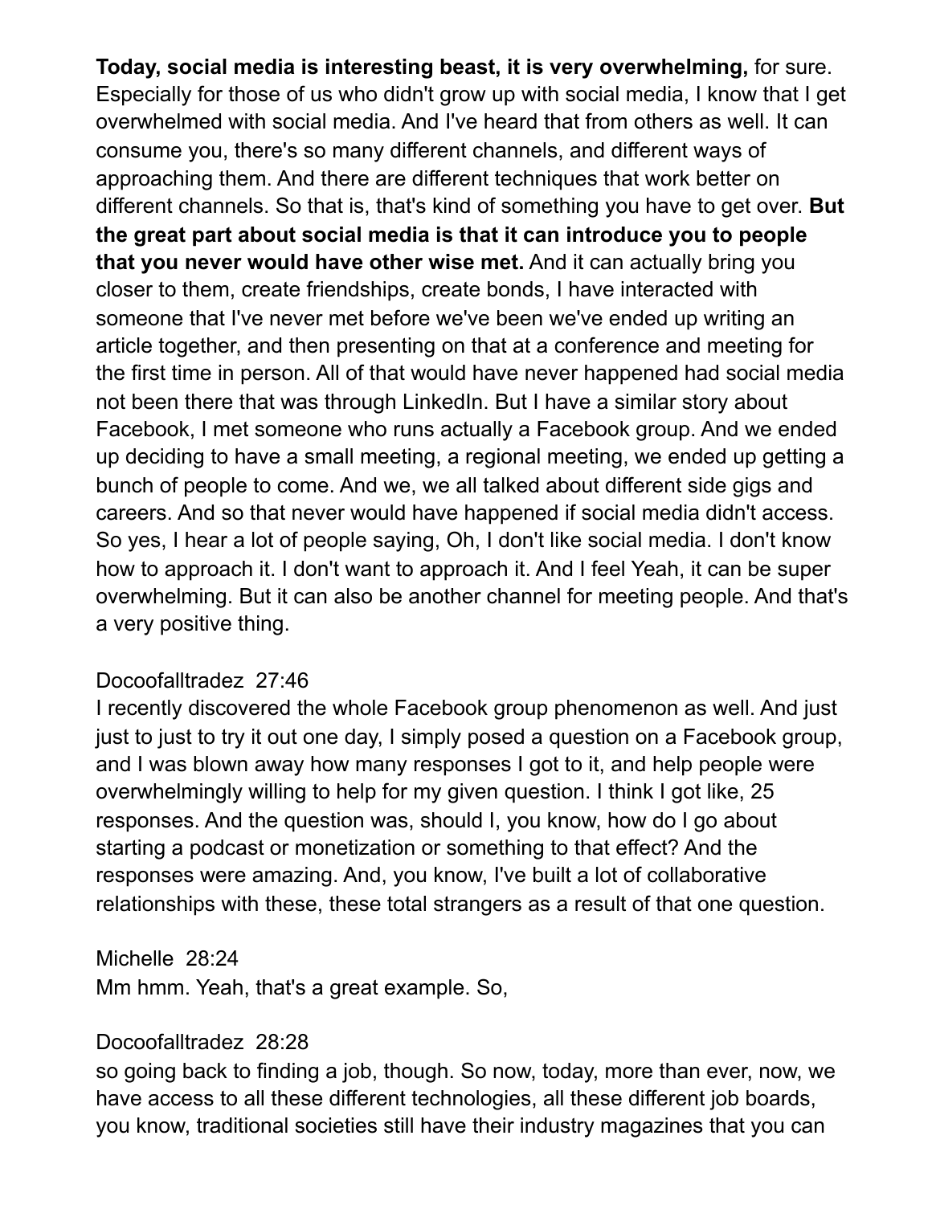**Today, social media is interesting beast, it is very overwhelming,** for sure. Especially for those of us who didn't grow up with social media, I know that I get overwhelmed with social media. And I've heard that from others as well. It can consume you, there's so many different channels, and different ways of approaching them. And there are different techniques that work better on different channels. So that is, that's kind of something you have to get over. **But the great part about social media is that it can introduce you to people that you never would have other wise met.** And it can actually bring you closer to them, create friendships, create bonds, I have interacted with someone that I've never met before we've been we've ended up writing an article together, and then presenting on that at a conference and meeting for the first time in person. All of that would have never happened had social media not been there that was through LinkedIn. But I have a similar story about Facebook, I met someone who runs actually a Facebook group. And we ended up deciding to have a small meeting, a regional meeting, we ended up getting a bunch of people to come. And we, we all talked about different side gigs and careers. And so that never would have happened if social media didn't access. So yes, I hear a lot of people saying, Oh, I don't like social media. I don't know how to approach it. I don't want to approach it. And I feel Yeah, it can be super overwhelming. But it can also be another channel for meeting people. And that's a very positive thing.

Docoofalltradez 27:46
I recently discovered the whole Facebook group phenomenon as well. And just just to just to try it out one day, I simply posed a question on a Facebook group, and I was blown away how many responses I got to it, and help people were overwhelmingly willing to help for my given question. I think I got like, 25 responses. And the question was, should I, you know, how do I go about starting a podcast or monetization or something to that effect? And the responses were amazing. And, you know, I've built a lot of collaborative relationships with these, these total strangers as a result of that one question.

Michelle 28:24
Mm hmm. Yeah, that's a great example. So,

Docoofalltradez 28:28
so going back to finding a job, though. So now, today, more than ever, now, we have access to all these different technologies, all these different job boards, you know, traditional societies still have their industry magazines that you can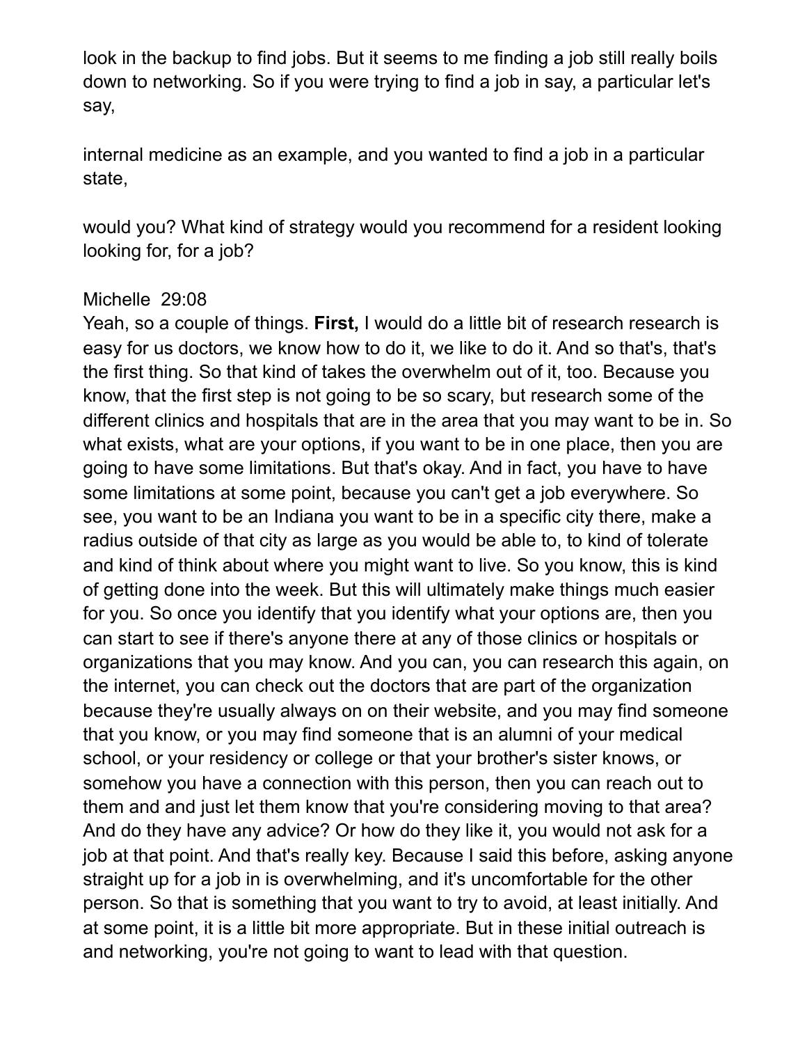look in the backup to find jobs. But it seems to me finding a job still really boils down to networking. So if you were trying to find a job in say, a particular let's say,

internal medicine as an example, and you wanted to find a job in a particular state,

would you? What kind of strategy would you recommend for a resident looking looking for, for a job?

Michelle 29:08
Yeah, so a couple of things. **First,** I would do a little bit of research research is easy for us doctors, we know how to do it, we like to do it. And so that's, that's the first thing. So that kind of takes the overwhelm out of it, too. Because you know, that the first step is not going to be so scary, but research some of the different clinics and hospitals that are in the area that you may want to be in. So what exists, what are your options, if you want to be in one place, then you are going to have some limitations. But that's okay. And in fact, you have to have some limitations at some point, because you can't get a job everywhere. So see, you want to be an Indiana you want to be in a specific city there, make a radius outside of that city as large as you would be able to, to kind of tolerate and kind of think about where you might want to live. So you know, this is kind of getting done into the week. But this will ultimately make things much easier for you. So once you identify that you identify what your options are, then you can start to see if there's anyone there at any of those clinics or hospitals or organizations that you may know. And you can, you can research this again, on the internet, you can check out the doctors that are part of the organization because they're usually always on on their website, and you may find someone that you know, or you may find someone that is an alumni of your medical school, or your residency or college or that your brother's sister knows, or somehow you have a connection with this person, then you can reach out to them and and just let them know that you're considering moving to that area? And do they have any advice? Or how do they like it, you would not ask for a job at that point. And that's really key. Because I said this before, asking anyone straight up for a job in is overwhelming, and it's uncomfortable for the other person. So that is something that you want to try to avoid, at least initially. And at some point, it is a little bit more appropriate. But in these initial outreach is and networking, you're not going to want to lead with that question.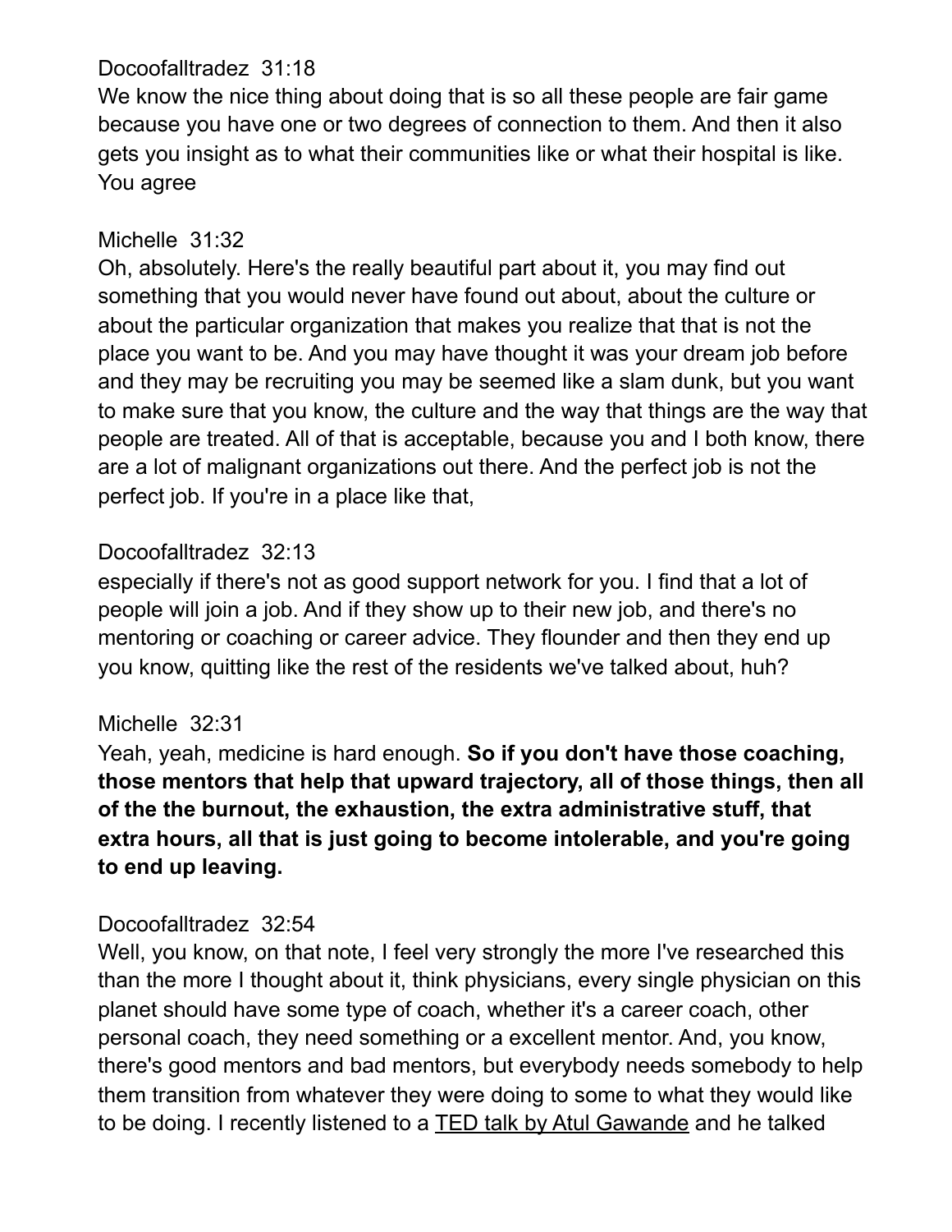Docoofalltradez 31:18
We know the nice thing about doing that is so all these people are fair game because you have one or two degrees of connection to them. And then it also gets you insight as to what their communities like or what their hospital is like. You agree

Michelle 31:32
Oh, absolutely. Here's the really beautiful part about it, you may find out something that you would never have found out about, about the culture or about the particular organization that makes you realize that that is not the place you want to be. And you may have thought it was your dream job before and they may be recruiting you may be seemed like a slam dunk, but you want to make sure that you know, the culture and the way that things are the way that people are treated. All of that is acceptable, because you and I both know, there are a lot of malignant organizations out there. And the perfect job is not the perfect job. If you're in a place like that,

Docoofalltradez 32:13
especially if there's not as good support network for you. I find that a lot of people will join a job. And if they show up to their new job, and there's no mentoring or coaching or career advice. They flounder and then they end up you know, quitting like the rest of the residents we've talked about, huh?

Michelle 32:31
Yeah, yeah, medicine is hard enough. **So if you don't have those coaching, those mentors that help that upward trajectory, all of those things, then all of the the burnout, the exhaustion, the extra administrative stuff, that extra hours, all that is just going to become intolerable, and you're going to end up leaving.**

Docoofalltradez 32:54
Well, you know, on that note, I feel very strongly the more I've researched this than the more I thought about it, think physicians, every single physician on this planet should have some type of coach, whether it's a career coach, other personal coach, they need something or a excellent mentor. And, you know, there's good mentors and bad mentors, but everybody needs somebody to help them transition from whatever they were doing to some to what they would like to be doing. I recently listened to a TED talk by Atul Gawande and he talked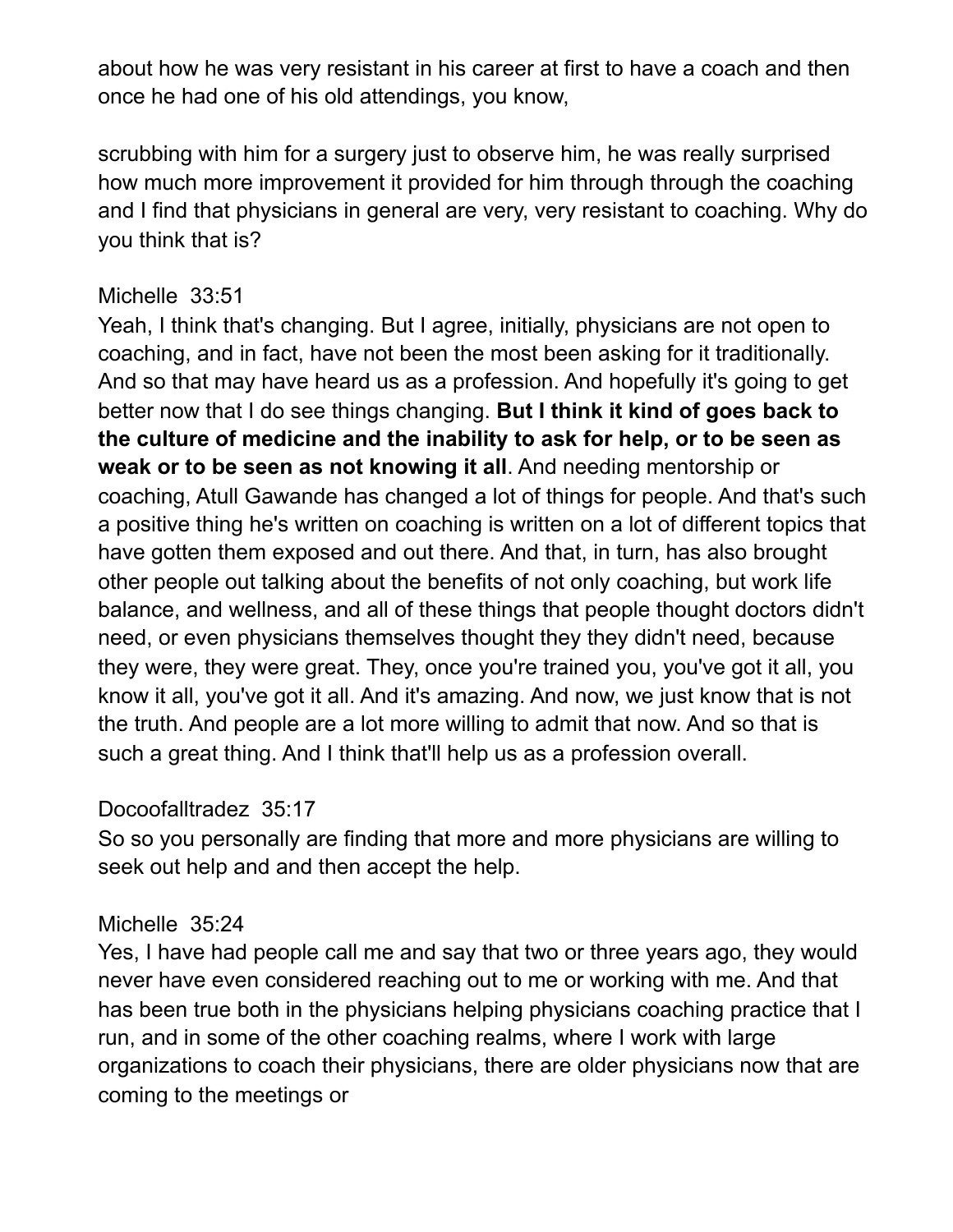about how he was very resistant in his career at first to have a coach and then once he had one of his old attendings, you know,

scrubbing with him for a surgery just to observe him, he was really surprised how much more improvement it provided for him through through the coaching and I find that physicians in general are very, very resistant to coaching. Why do you think that is?

Michelle 33:51
Yeah, I think that's changing. But I agree, initially, physicians are not open to coaching, and in fact, have not been the most been asking for it traditionally. And so that may have heard us as a profession. And hopefully it's going to get better now that I do see things changing. **But I think it kind of goes back to the culture of medicine and the inability to ask for help, or to be seen as weak or to be seen as not knowing it all**. And needing mentorship or coaching, Atull Gawande has changed a lot of things for people. And that's such a positive thing he's written on coaching is written on a lot of different topics that have gotten them exposed and out there. And that, in turn, has also brought other people out talking about the benefits of not only coaching, but work life balance, and wellness, and all of these things that people thought doctors didn't need, or even physicians themselves thought they they didn't need, because they were, they were great. They, once you're trained you, you've got it all, you know it all, you've got it all. And it's amazing. And now, we just know that is not the truth. And people are a lot more willing to admit that now. And so that is such a great thing. And I think that'll help us as a profession overall.

Docoofalltradez 35:17
So so you personally are finding that more and more physicians are willing to seek out help and and then accept the help.

Michelle 35:24
Yes, I have had people call me and say that two or three years ago, they would never have even considered reaching out to me or working with me. And that has been true both in the physicians helping physicians coaching practice that I run, and in some of the other coaching realms, where I work with large organizations to coach their physicians, there are older physicians now that are coming to the meetings or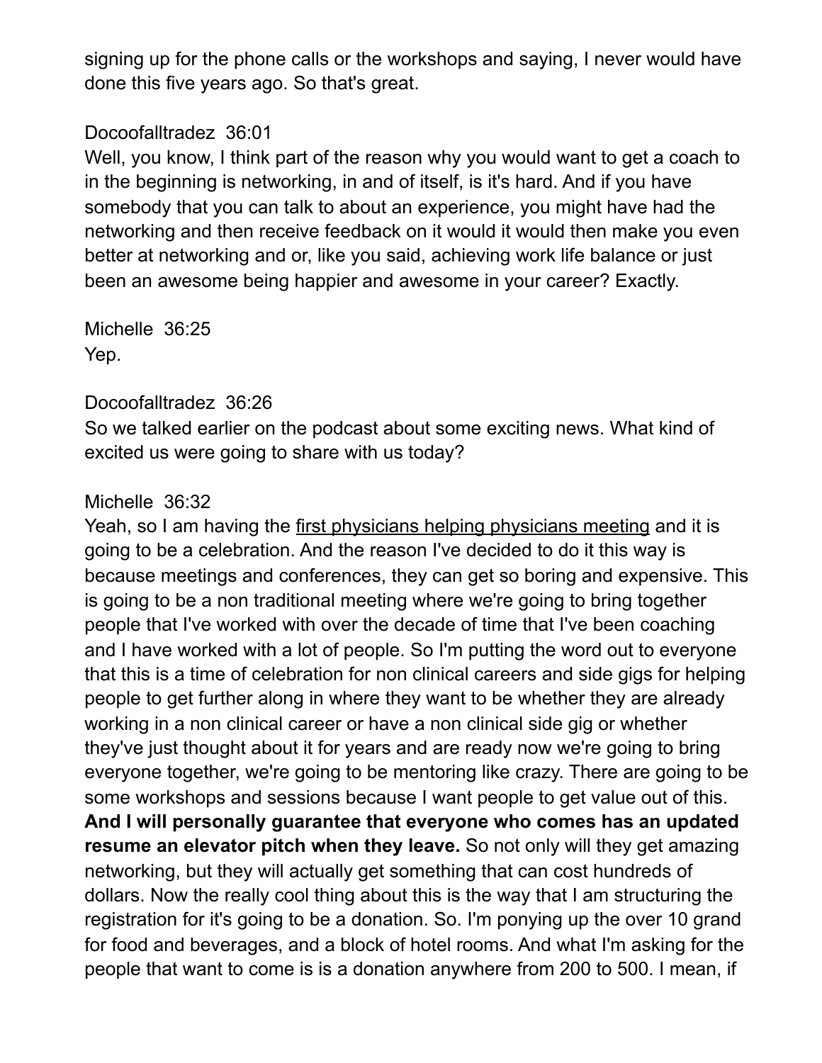signing up for the phone calls or the workshops and saying, I never would have done this five years ago. So that's great.

Docoofalltradez 36:01
Well, you know, I think part of the reason why you would want to get a coach to in the beginning is networking, in and of itself, is it's hard. And if you have somebody that you can talk to about an experience, you might have had the networking and then receive feedback on it would it would then make you even better at networking and or, like you said, achieving work life balance or just been an awesome being happier and awesome in your career? Exactly.

Michelle 36:25
Yep.

Docoofalltradez 36:26
So we talked earlier on the podcast about some exciting news. What kind of excited us were going to share with us today?

Michelle 36:32
Yeah, so I am having the first physicians helping physicians meeting and it is going to be a celebration. And the reason I've decided to do it this way is because meetings and conferences, they can get so boring and expensive. This is going to be a non traditional meeting where we're going to bring together people that I've worked with over the decade of time that I've been coaching and I have worked with a lot of people. So I'm putting the word out to everyone that this is a time of celebration for non clinical careers and side gigs for helping people to get further along in where they want to be whether they are already working in a non clinical career or have a non clinical side gig or whether they've just thought about it for years and are ready now we're going to bring everyone together, we're going to be mentoring like crazy. There are going to be some workshops and sessions because I want people to get value out of this. **And I will personally guarantee that everyone who comes has an updated resume an elevator pitch when they leave.** So not only will they get amazing networking, but they will actually get something that can cost hundreds of dollars. Now the really cool thing about this is the way that I am structuring the registration for it's going to be a donation. So. I'm ponying up the over 10 grand for food and beverages, and a block of hotel rooms. And what I'm asking for the people that want to come is is a donation anywhere from 200 to 500. I mean, if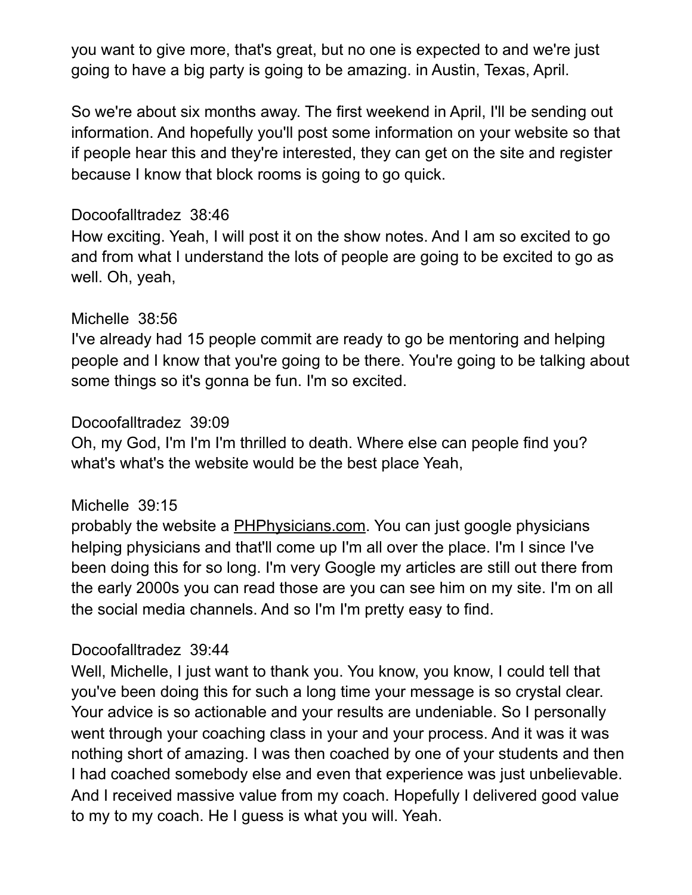you want to give more, that's great, but no one is expected to and we're just going to have a big party is going to be amazing. in Austin, Texas, April.

So we're about six months away. The first weekend in April, I'll be sending out information. And hopefully you'll post some information on your website so that if people hear this and they're interested, they can get on the site and register because I know that block rooms is going to go quick.

Docoofalltradez 38:46
How exciting. Yeah, I will post it on the show notes. And I am so excited to go and from what I understand the lots of people are going to be excited to go as well. Oh, yeah,

Michelle 38:56
I've already had 15 people commit are ready to go be mentoring and helping people and I know that you're going to be there. You're going to be talking about some things so it's gonna be fun. I'm so excited.

Docoofalltradez 39:09
Oh, my God, I'm I'm I'm thrilled to death. Where else can people find you? what's what's the website would be the best place Yeah,

Michelle 39:15
probably the website a PHPhysicians.com. You can just google physicians helping physicians and that'll come up I'm all over the place. I'm I since I've been doing this for so long. I'm very Google my articles are still out there from the early 2000s you can read those are you can see him on my site. I'm on all the social media channels. And so I'm I'm pretty easy to find.

Docoofalltradez 39:44
Well, Michelle, I just want to thank you. You know, you know, I could tell that you've been doing this for such a long time your message is so crystal clear. Your advice is so actionable and your results are undeniable. So I personally went through your coaching class in your and your process. And it was it was nothing short of amazing. I was then coached by one of your students and then I had coached somebody else and even that experience was just unbelievable. And I received massive value from my coach. Hopefully I delivered good value to my to my coach. He I guess is what you will. Yeah.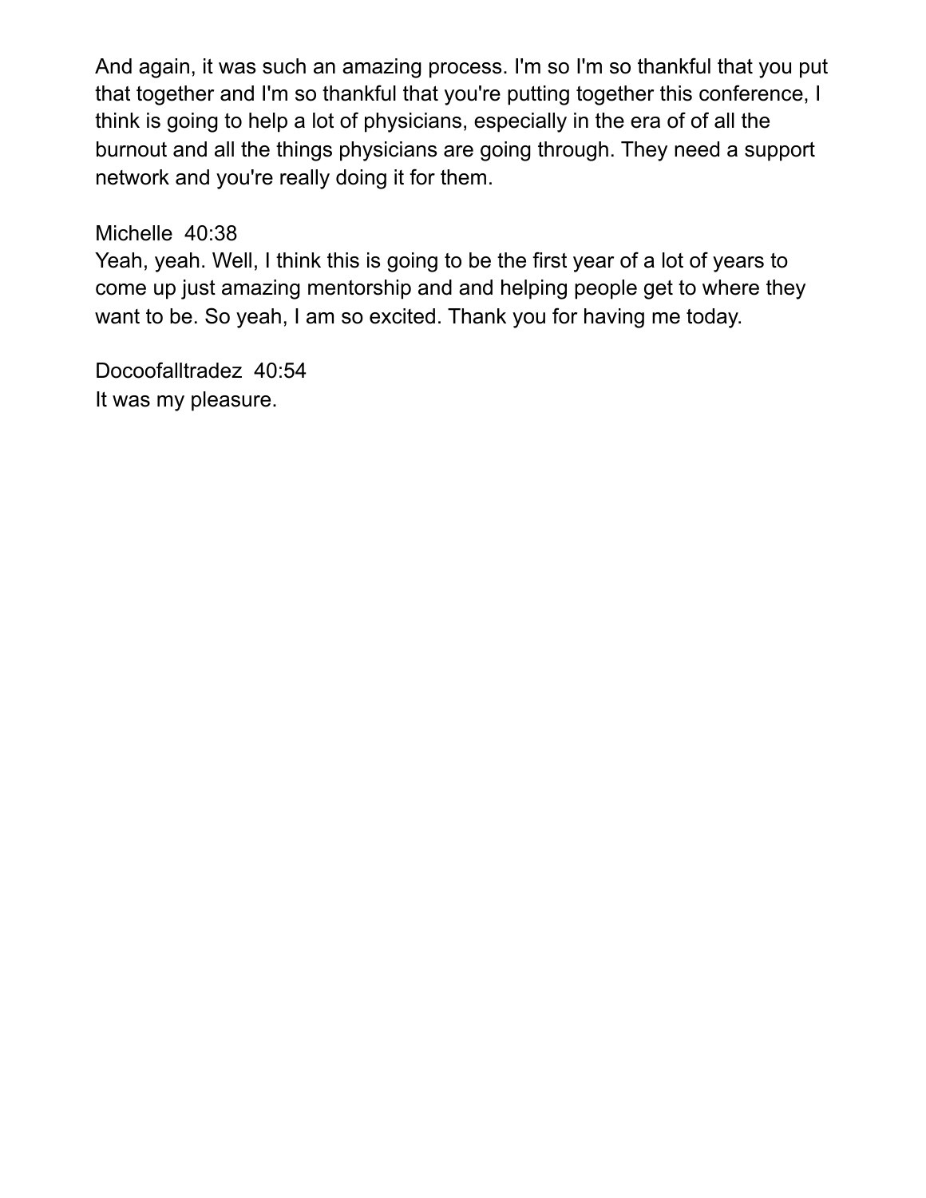And again, it was such an amazing process. I'm so I'm so thankful that you put that together and I'm so thankful that you're putting together this conference, I think is going to help a lot of physicians, especially in the era of of all the burnout and all the things physicians are going through. They need a support network and you're really doing it for them.

Michelle 40:38
Yeah, yeah. Well, I think this is going to be the first year of a lot of years to come up just amazing mentorship and and helping people get to where they want to be. So yeah, I am so excited. Thank you for having me today.

Docoofalltradez 40:54
It was my pleasure.